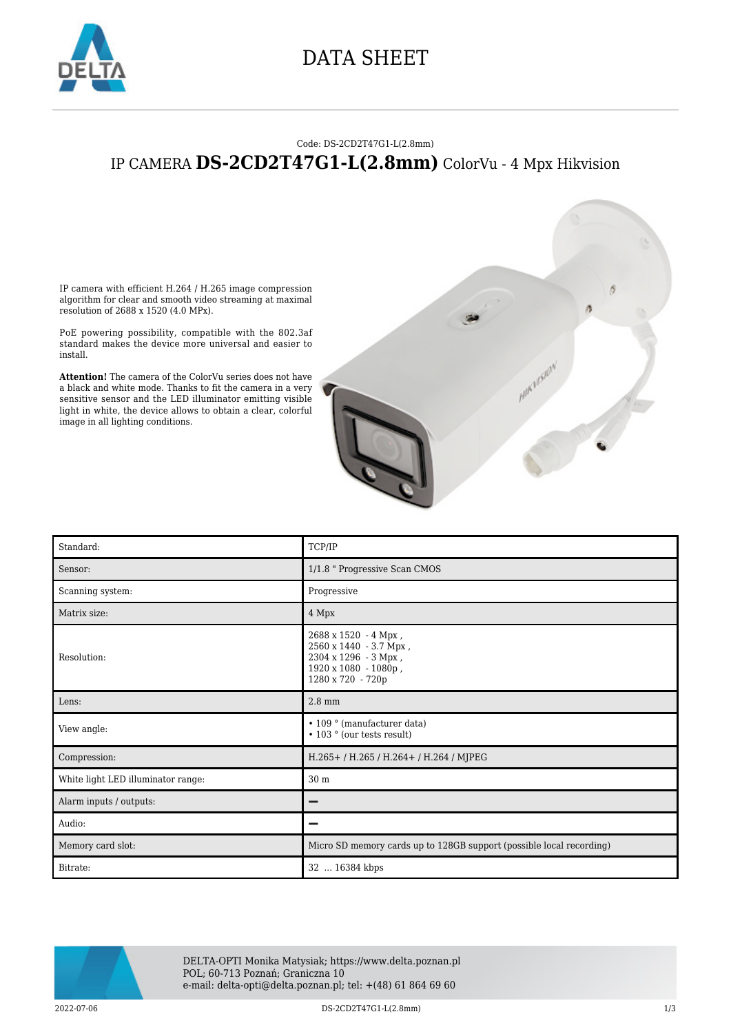# DATA SHEET

Code: DS-2CD2T47G1-L(2.8mm)

## IP CAMERA **DS-2CD2T47G1-L(2.8mm)** ColorVu - 4 Mpx Hikvision

IP camera with efficient H.264 / H.265 image compression algorithm for clear and smooth video streaming at maximal resolution of 2688 x 1520 (4.0 MPx).

PoE powering possibility, compatible with the 802.3af standard makes the device more universal and easier to install.

**Attention!** The camera of the ColorVu series does not have a black and white mode. Thanks to fit the camera in a very sensitive sensor and the LED illuminator emitting visible light in white, the device allows to obtain a clear, colorful image in all lighting conditions.

| | |
|---|---|
| Standard: | TCP/IP |
| Sensor: | 1/1.8 " Progressive Scan CMOS |
| Scanning system: | Progressive |
| Matrix size: | 4 Mpx |
| Resolution: | 2688 x 1520 - 4 Mpx ,<br>2560 x 1440 - 3.7 Mpx ,<br>2304 x 1296 - 3 Mpx ,<br>1920 x 1080 - 1080p ,<br>1280 x 720 - 720p |
| Lens: | 2.8 mm |
| View angle: | • 109 ° (manufacturer data)<br>• 103 ° (our tests result) |
| Compression: | H.265+ / H.265 / H.264+ / H.264 / MJPEG |
| White light LED illuminator range: | 30 m |
| Alarm inputs / outputs: | – |
| Audio: | – |
| Memory card slot: | Micro SD memory cards up to 128GB support (possible local recording) |
| Bitrate: | 32 ... 16384 kbps |

DELTA-OPTI Monika Matysiak; https://www.delta.poznan.pl
POL; 60-713 Poznań; Graniczna 10
e-mail: delta-opti@delta.poznan.pl; tel: +(48) 61 864 69 60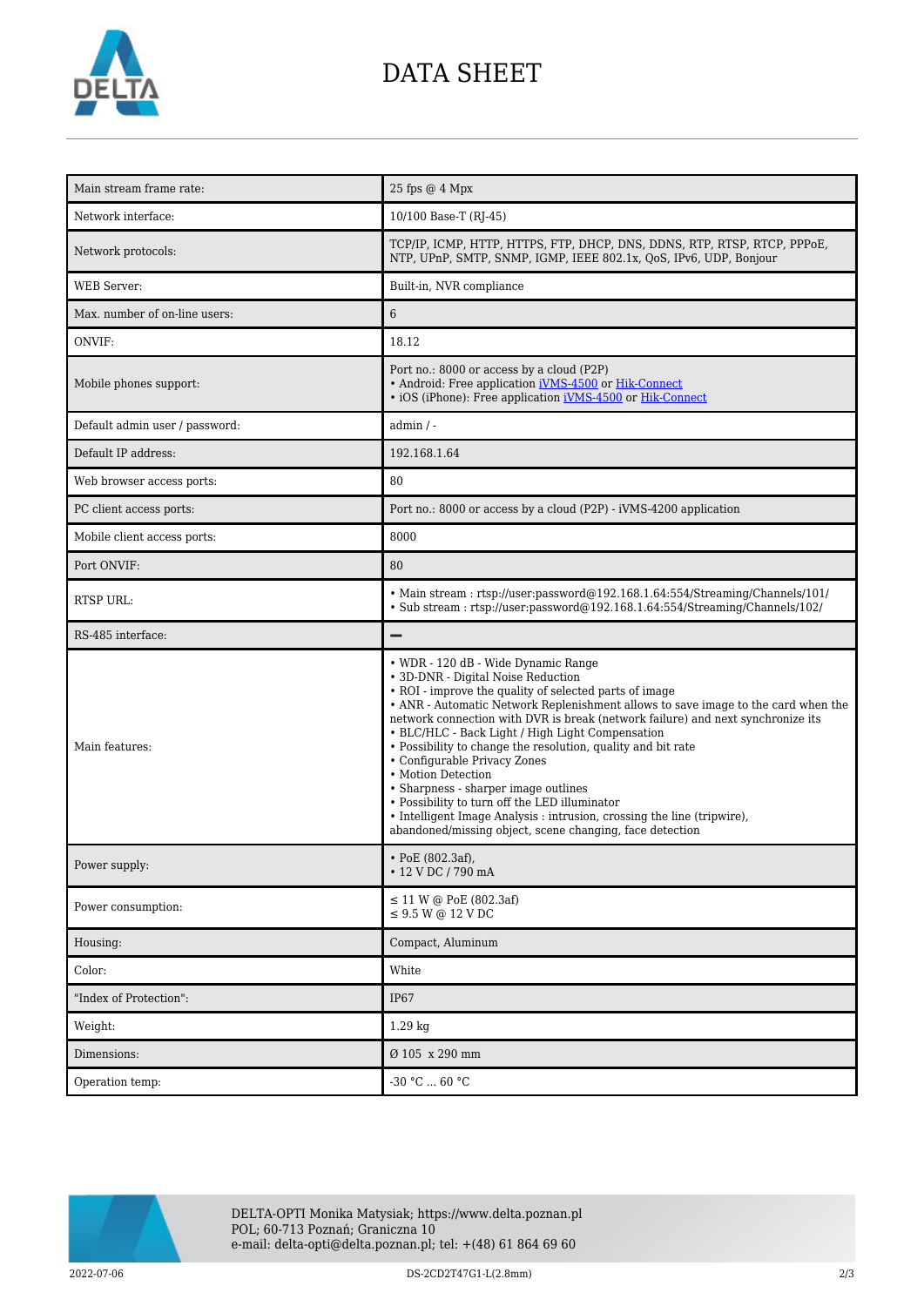| | |
|---|---|
| Main stream frame rate: | 25 fps @ 4 Mpx |
| Network interface: | 10/100 Base-T (RJ-45) |
| Network protocols: | TCP/IP, ICMP, HTTP, HTTPS, FTP, DHCP, DNS, DDNS, RTP, RTSP, RTCP, PPPoE, NTP, UPnP, SMTP, SNMP, IGMP, IEEE 802.1x, QoS, IPv6, UDP, Bonjour |
| WEB Server: | Built-in, NVR compliance |
| Max. number of on-line users: | 6 |
| ONVIF: | 18.12 |
| Mobile phones support: | Port no.: 8000 or access by a cloud (P2P)<br>• Android: Free application iVMS-4500 or Hik-Connect<br>• iOS (iPhone): Free application iVMS-4500 or Hik-Connect |
| Default admin user / password: | admin / - |
| Default IP address: | 192.168.1.64 |
| Web browser access ports: | 80 |
| PC client access ports: | Port no.: 8000 or access by a cloud (P2P) - iVMS-4200 application |
| Mobile client access ports: | 8000 |
| Port ONVIF: | 80 |
| RTSP URL: | • Main stream : rtsp://user:password@192.168.1.64:554/Streaming/Channels/101/<br>• Sub stream : rtsp://user:password@192.168.1.64:554/Streaming/Channels/102/ |
| RS-485 interface: | — |
| Main features: | • WDR - 120 dB - Wide Dynamic Range<br>• 3D-DNR - Digital Noise Reduction<br>• ROI - improve the quality of selected parts of image<br>• ANR - Automatic Network Replenishment allows to save image to the card when the network connection with DVR is break (network failure) and next synchronize its<br>• BLC/HLC - Back Light / High Light Compensation<br>• Possibility to change the resolution, quality and bit rate<br>• Configurable Privacy Zones<br>• Motion Detection<br>• Sharpness - sharper image outlines<br>• Possibility to turn off the LED illuminator<br>• Intelligent Image Analysis : intrusion, crossing the line (tripwire), abandoned/missing object, scene changing, face detection |
| Power supply: | • PoE (802.3af),<br>• 12 V DC / 790 mA |
| Power consumption: | ≤ 11 W @ PoE (802.3af)<br>≤ 9.5 W @ 12 V DC |
| Housing: | Compact, Aluminum |
| Color: | White |
| "Index of Protection": | IP67 |
| Weight: | 1.29 kg |
| Dimensions: | Ø 105 x 290 mm |
| Operation temp: | -30 °C ... 60 °C |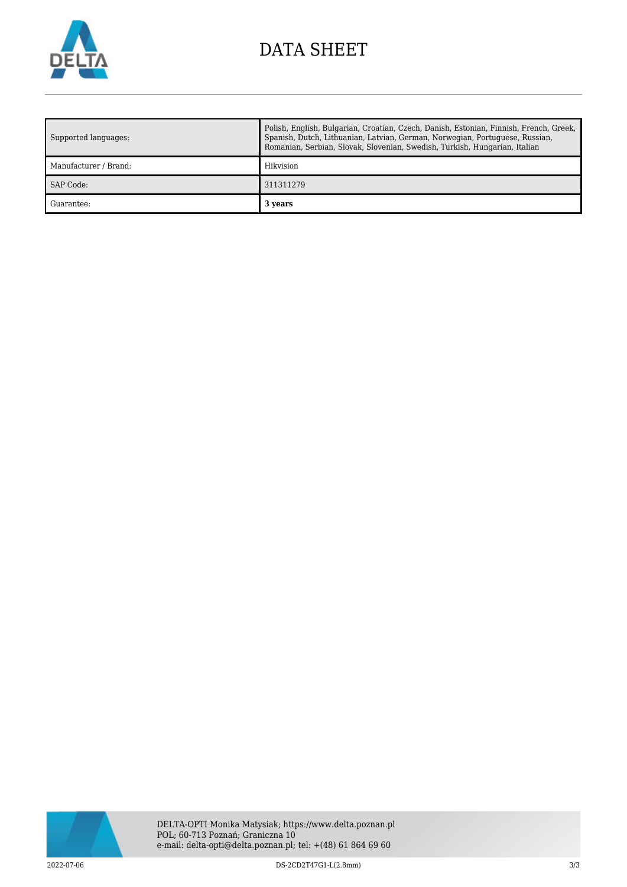# DATA SHEET

| | |
|---|---|
| Supported languages: | Polish, English, Bulgarian, Croatian, Czech, Danish, Estonian, Finnish, French, Greek, Spanish, Dutch, Lithuanian, Latvian, German, Norwegian, Portuguese, Russian, Romanian, Serbian, Slovak, Slovenian, Swedish, Turkish, Hungarian, Italian |
| Manufacturer / Brand: | Hikvision |
| SAP Code: | 311311279 |
| Guarantee: | **3 years** |

DELTA-OPTI Monika Matysiak; https://www.delta.poznan.pl
POL; 60-713 Poznań; Graniczna 10
e-mail: delta-opti@delta.poznan.pl; tel: +(48) 61 864 69 60

2022-07-06 DS-2CD2T47G1-L(2.8mm)